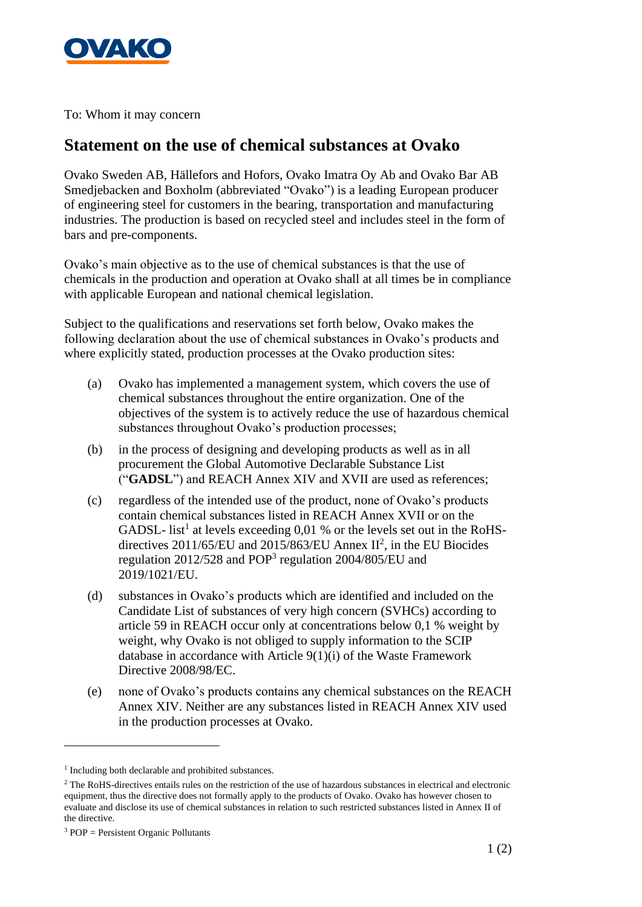OVAKO

To: Whom it may concern

# Statement on the use of chemical substances at Ovako

Ovako Sweden AB, Hällefors and Hofors, Ovako Imatra Oy Ab and Ovako Bar AB Smedjebacken and Boxholm (abbreviated "Ovako") is a leading European producer of engineering steel for customers in the bearing, transportation and manufacturing industries. The production is based on recycled steel and includes steel in the form of bars and pre-components.

Ovako's main objective as to the use of chemical substances is that the use of chemicals in the production and operation at Ovako shall at all times be in compliance with applicable European and national chemical legislation.

Subject to the qualifications and reservations set forth below, Ovako makes the following declaration about the use of chemical substances in Ovako's products and where explicitly stated, production processes at the Ovako production sites:

(a) Ovako has implemented a management system, which covers the use of chemical substances throughout the entire organization. One of the objectives of the system is to actively reduce the use of hazardous chemical substances throughout Ovako's production processes;

(b) in the process of designing and developing products as well as in all procurement the Global Automotive Declarable Substance List ("**GADSL**") and REACH Annex XIV and XVII are used as references;

(c) regardless of the intended use of the product, none of Ovako's products contain chemical substances listed in REACH Annex XVII or on the GADSL- list[1] at levels exceeding 0,01 % or the levels set out in the RoHS-directives 2011/65/EU and 2015/863/EU Annex II[2], in the EU Biocides regulation 2012/528 and POP[3] regulation 2004/805/EU and 2019/1021/EU.

(d) substances in Ovako's products which are identified and included on the Candidate List of substances of very high concern (SVHCs) according to article 59 in REACH occur only at concentrations below 0,1 % weight by weight, why Ovako is not obliged to supply information to the SCIP database in accordance with Article 9(1)(i) of the Waste Framework Directive 2008/98/EC.

(e) none of Ovako's products contains any chemical substances on the REACH Annex XIV. Neither are any substances listed in REACH Annex XIV used in the production processes at Ovako.

---

[1] Including both declarable and prohibited substances.

[2] The RoHS-directives entails rules on the restriction of the use of hazardous substances in electrical and electronic equipment, thus the directive does not formally apply to the products of Ovako. Ovako has however chosen to evaluate and disclose its use of chemical substances in relation to such restricted substances listed in Annex II of the directive.

[3] POP = Persistent Organic Pollutants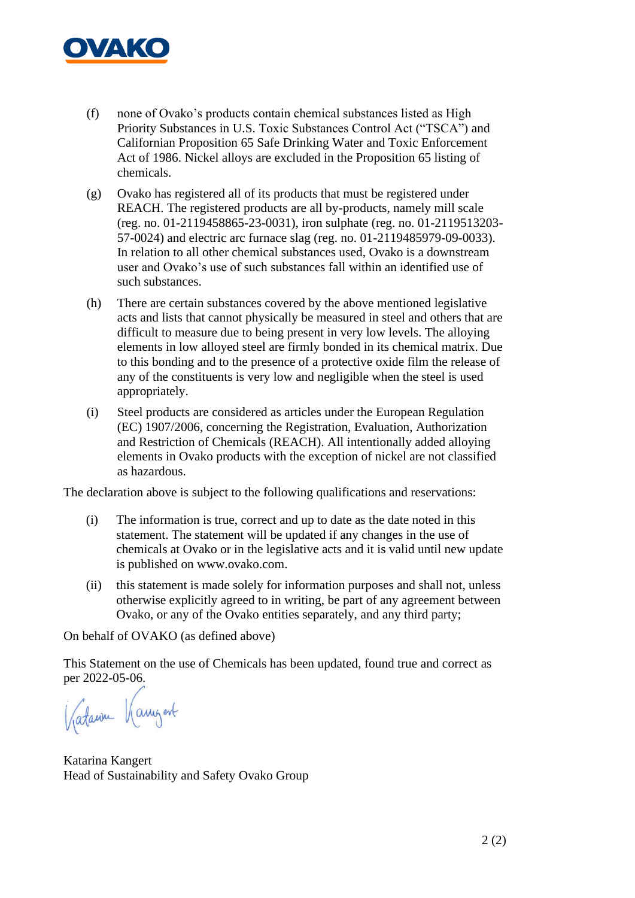(f) none of Ovako's products contain chemical substances listed as High Priority Substances in U.S. Toxic Substances Control Act ("TSCA") and Californian Proposition 65 Safe Drinking Water and Toxic Enforcement Act of 1986. Nickel alloys are excluded in the Proposition 65 listing of chemicals.

(g) Ovako has registered all of its products that must be registered under REACH. The registered products are all by-products, namely mill scale (reg. no. 01-2119458865-23-0031), iron sulphate (reg. no. 01-2119513203-57-0024) and electric arc furnace slag (reg. no. 01-2119485979-09-0033). In relation to all other chemical substances used, Ovako is a downstream user and Ovako's use of such substances fall within an identified use of such substances.

(h) There are certain substances covered by the above mentioned legislative acts and lists that cannot physically be measured in steel and others that are difficult to measure due to being present in very low levels. The alloying elements in low alloyed steel are firmly bonded in its chemical matrix. Due to this bonding and to the presence of a protective oxide film the release of any of the constituents is very low and negligible when the steel is used appropriately.

(i) Steel products are considered as articles under the European Regulation (EC) 1907/2006, concerning the Registration, Evaluation, Authorization and Restriction of Chemicals (REACH). All intentionally added alloying elements in Ovako products with the exception of nickel are not classified as hazardous.

The declaration above is subject to the following qualifications and reservations:

(i) The information is true, correct and up to date as the date noted in this statement. The statement will be updated if any changes in the use of chemicals at Ovako or in the legislative acts and it is valid until new update is published on www.ovako.com.

(ii) this statement is made solely for information purposes and shall not, unless otherwise explicitly agreed to in writing, be part of any agreement between Ovako, or any of the Ovako entities separately, and any third party;

On behalf of OVAKO (as defined above)

This Statement on the use of Chemicals has been updated, found true and correct as per 2022-05-06.

Katarina Kangert
Head of Sustainability and Safety Ovako Group